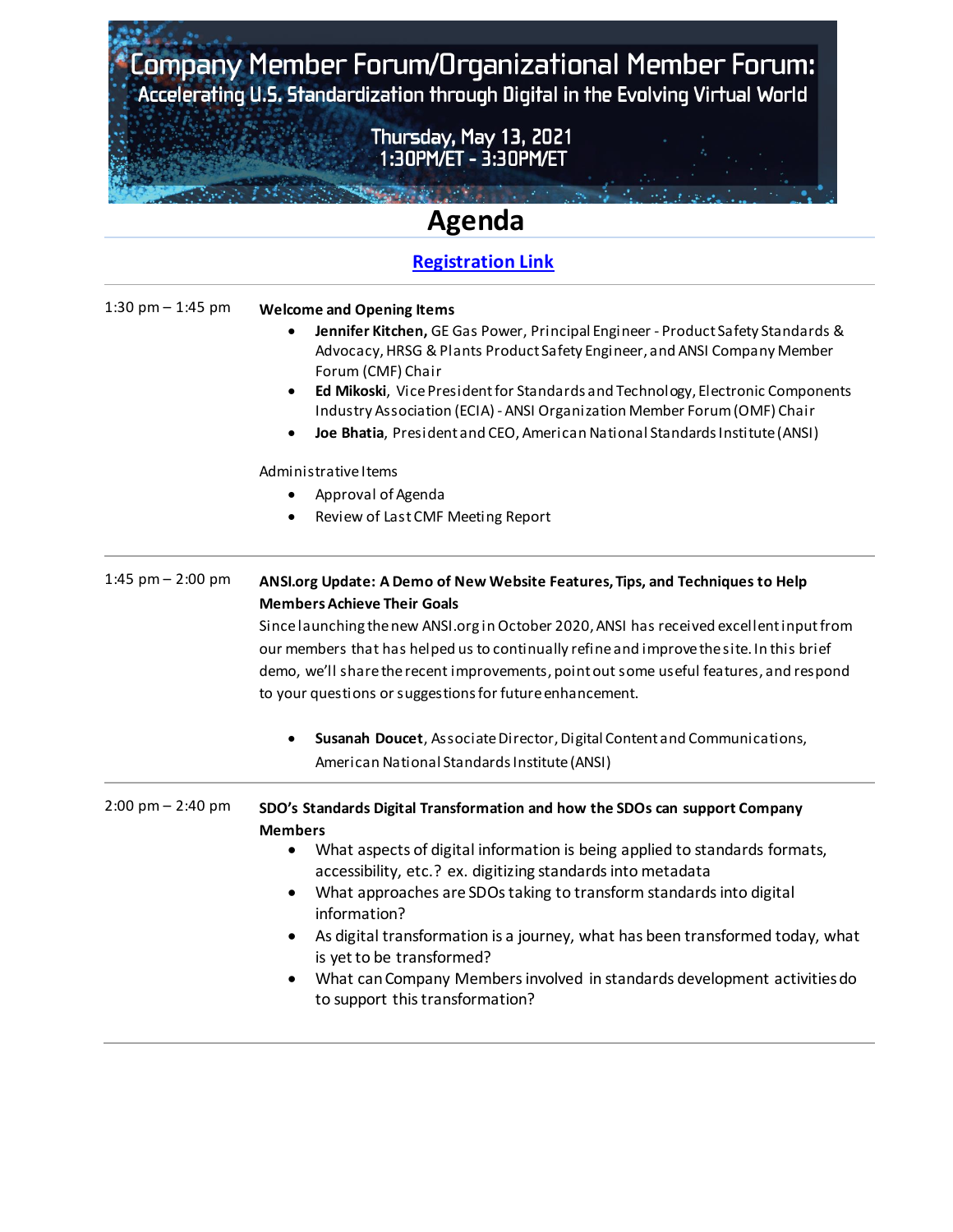# Company Member Forum/Organizational Member Forum:

## Accelerating U.S. Standardization through Digital in the Evolving Virtual World

Thursday, May 13, 2021
1:30PM/ET - 3:30PM/ET

# Agenda

[Registration Link]

---

**1:30 pm – 1:45 pm**

**Welcome and Opening Items**

- **Jennifer Kitchen,** GE Gas Power, Principal Engineer - Product Safety Standards & Advocacy, HRSG & Plants Product Safety Engineer, and ANSI Company Member Forum (CMF) Chair
- **Ed Mikoski**, Vice President for Standards and Technology, Electronic Components Industry Association (ECIA) - ANSI Organization Member Forum (OMF) Chair
- **Joe Bhatia**, President and CEO, American National Standards Institute (ANSI)

Administrative Items

- Approval of Agenda
- Review of Last CMF Meeting Report

---

**1:45 pm – 2:00 pm**

**ANSI.org Update: A Demo of New Website Features, Tips, and Techniques to Help Members Achieve Their Goals**

Since launching the new ANSI.org in October 2020, ANSI has received excellent input from our members that has helped us to continually refine and improve the site. In this brief demo, we'll share the recent improvements, point out some useful features, and respond to your questions or suggestions for future enhancement.

- **Susanah Doucet**, Associate Director, Digital Content and Communications, American National Standards Institute (ANSI)

---

**2:00 pm – 2:40 pm**

**SDO's Standards Digital Transformation and how the SDOs can support Company Members**

- What aspects of digital information is being applied to standards formats, accessibility, etc.? ex. digitizing standards into metadata
- What approaches are SDOs taking to transform standards into digital information?
- As digital transformation is a journey, what has been transformed today, what is yet to be transformed?
- What can Company Members involved in standards development activities do to support this transformation?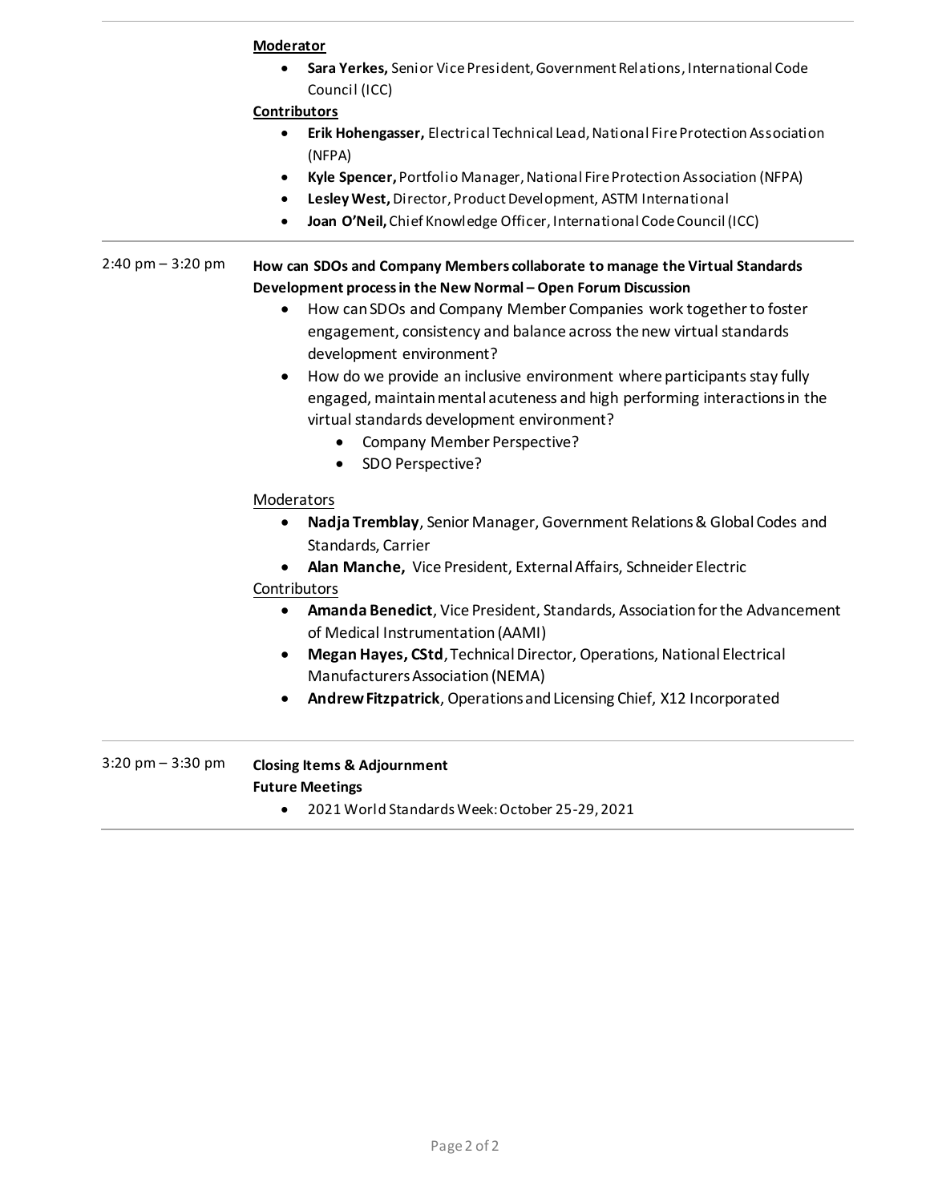**Moderator**

- **Sara Yerkes,** Senior Vice President, Government Relations, International Code Council (ICC)

**Contributors**

- **Erik Hohengasser,** Electrical Technical Lead, National Fire Protection Association (NFPA)
- **Kyle Spencer,** Portfolio Manager, National Fire Protection Association (NFPA)
- **Lesley West,** Director, Product Development, ASTM International
- **Joan O'Neil,** Chief Knowledge Officer, International Code Council (ICC)

---

2:40 pm – 3:20 pm

**How can SDOs and Company Members collaborate to manage the Virtual Standards Development process in the New Normal – Open Forum Discussion**

- How can SDOs and Company Member Companies work together to foster engagement, consistency and balance across the new virtual standards development environment?
- How do we provide an inclusive environment where participants stay fully engaged, maintain mental acuteness and high performing interactions in the virtual standards development environment?
    - Company Member Perspective?
    - SDO Perspective?

Moderators

- **Nadja Tremblay**, Senior Manager, Government Relations & Global Codes and Standards, Carrier
- **Alan Manche,** Vice President, External Affairs, Schneider Electric

Contributors

- **Amanda Benedict**, Vice President, Standards, Association for the Advancement of Medical Instrumentation (AAMI)
- **Megan Hayes, CStd**, Technical Director, Operations, National Electrical Manufacturers Association (NEMA)
- **Andrew Fitzpatrick**, Operations and Licensing Chief, X12 Incorporated

---

3:20 pm – 3:30 pm

**Closing Items & Adjournment**

**Future Meetings**

- 2021 World Standards Week: October 25-29, 2021